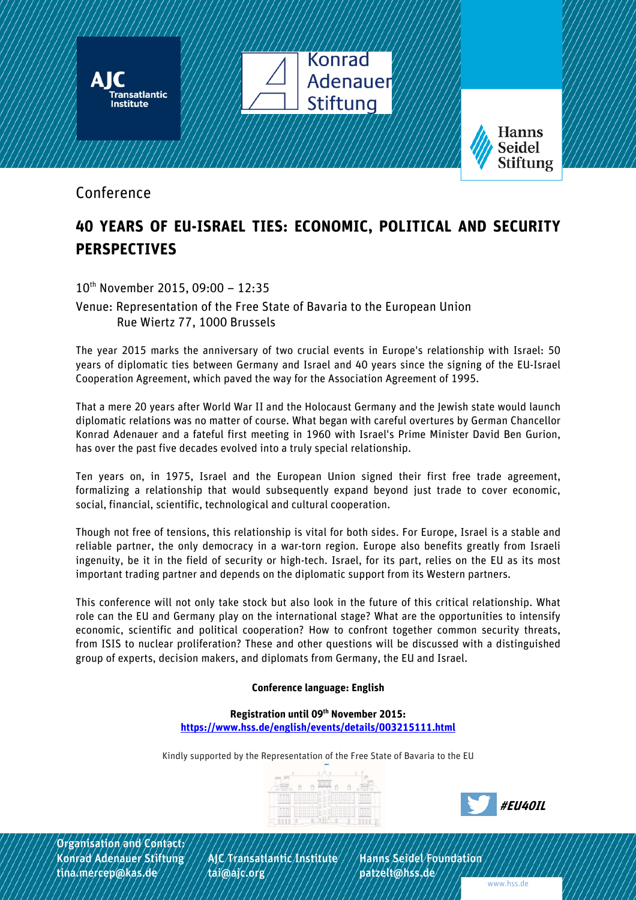AJC Transatlantic Institute

Konrad Adenauer Stiftung

Hanns Seidel Stiftung

Conference

# 40 YEARS OF EU-ISRAEL TIES: ECONOMIC, POLITICAL AND SECURITY PERSPECTIVES

10th November 2015, 09:00 – 12:35

Venue: Representation of the Free State of Bavaria to the European Union
Rue Wiertz 77, 1000 Brussels

The year 2015 marks the anniversary of two crucial events in Europe's relationship with Israel: 50 years of diplomatic ties between Germany and Israel and 40 years since the signing of the EU-Israel Cooperation Agreement, which paved the way for the Association Agreement of 1995.

That a mere 20 years after World War II and the Holocaust Germany and the Jewish state would launch diplomatic relations was no matter of course. What began with careful overtures by German Chancellor Konrad Adenauer and a fateful first meeting in 1960 with Israel's Prime Minister David Ben Gurion, has over the past five decades evolved into a truly special relationship.

Ten years on, in 1975, Israel and the European Union signed their first free trade agreement, formalizing a relationship that would subsequently expand beyond just trade to cover economic, social, financial, scientific, technological and cultural cooperation.

Though not free of tensions, this relationship is vital for both sides. For Europe, Israel is a stable and reliable partner, the only democracy in a war-torn region. Europe also benefits greatly from Israeli ingenuity, be it in the field of security or high-tech. Israel, for its part, relies on the EU as its most important trading partner and depends on the diplomatic support from its Western partners.

This conference will not only take stock but also look in the future of this critical relationship. What role can the EU and Germany play on the international stage? What are the opportunities to intensify economic, scientific and political cooperation? How to confront together common security threats, from ISIS to nuclear proliferation? These and other questions will be discussed with a distinguished group of experts, decision makers, and diplomats from Germany, the EU and Israel.

**Conference language: English**

**Registration until 09th November 2015:**
**https://www.hss.de/english/events/details/003215111.html**

Kindly supported by the Representation of the Free State of Bavaria to the EU

***#EU40IL***

**Organisation and Contact:**

**Konrad Adenauer Stiftung**
**tina.mercep@kas.de**

**AJC Transatlantic Institute**
**tai@ajc.org**

**Hanns Seidel Foundation**
**patzelt@hss.de**

www.hss.de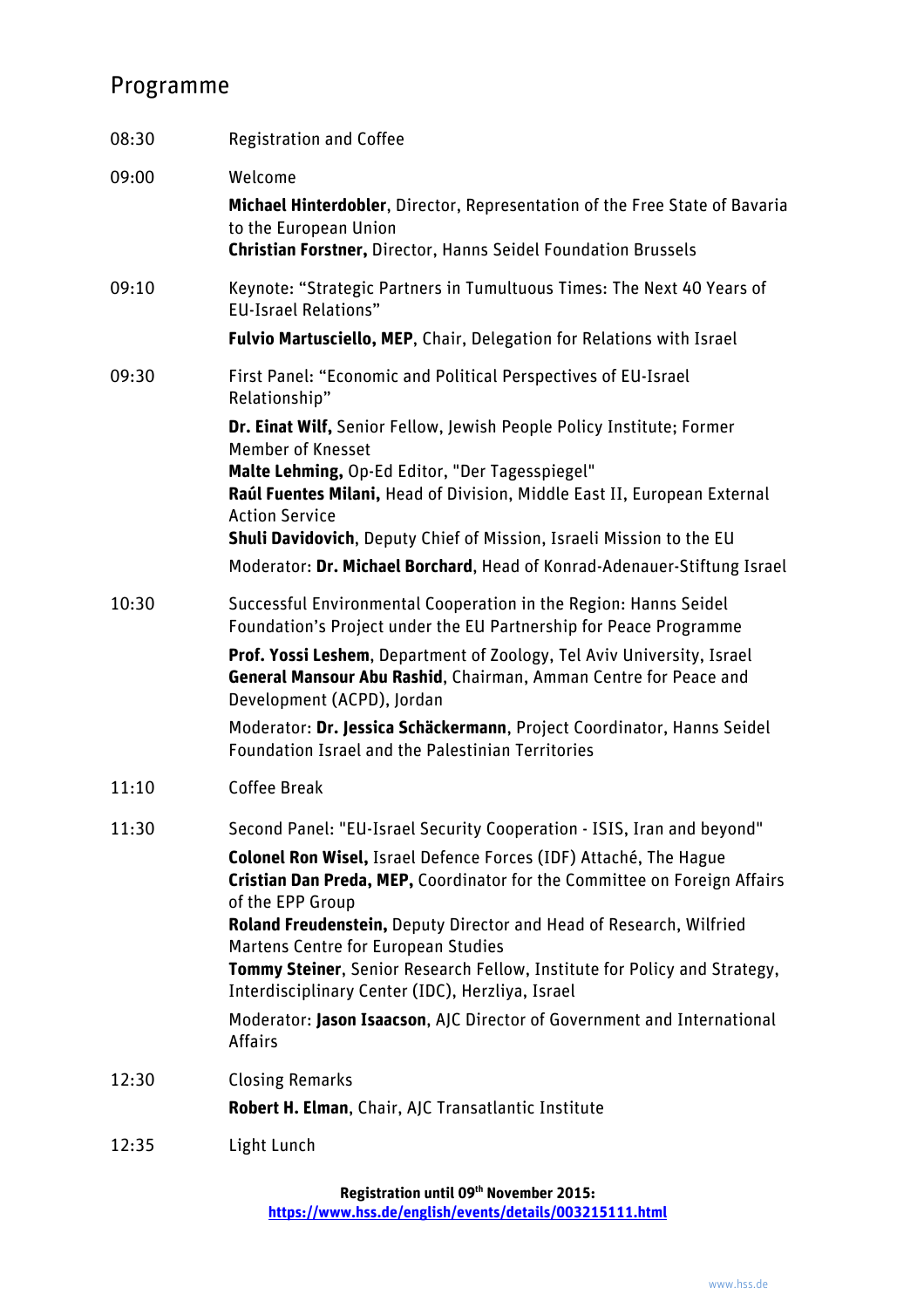# Programme

| | |
|---|---|
| 08:30 | Registration and Coffee |
| 09:00 | Welcome<br>**Michael Hinterdobler**, Director, Representation of the Free State of Bavaria to the European Union<br>**Christian Forstner,** Director, Hanns Seidel Foundation Brussels |
| 09:10 | Keynote: "Strategic Partners in Tumultuous Times: The Next 40 Years of EU-Israel Relations"<br>**Fulvio Martusciello, MEP**, Chair, Delegation for Relations with Israel |
| 09:30 | First Panel: "Economic and Political Perspectives of EU-Israel Relationship"<br>**Dr. Einat Wilf,** Senior Fellow, Jewish People Policy Institute; Former Member of Knesset<br>**Malte Lehming,** Op-Ed Editor, "Der Tagesspiegel"<br>**Raúl Fuentes Milani,** Head of Division, Middle East II, European External Action Service<br>**Shuli Davidovich**, Deputy Chief of Mission, Israeli Mission to the EU<br>Moderator: **Dr. Michael Borchard**, Head of Konrad-Adenauer-Stiftung Israel |
| 10:30 | Successful Environmental Cooperation in the Region: Hanns Seidel Foundation's Project under the EU Partnership for Peace Programme<br>**Prof. Yossi Leshem**, Department of Zoology, Tel Aviv University, Israel<br>**General Mansour Abu Rashid**, Chairman, Amman Centre for Peace and Development (ACPD), Jordan<br>Moderator: **Dr. Jessica Schäckermann**, Project Coordinator, Hanns Seidel Foundation Israel and the Palestinian Territories |
| 11:10 | Coffee Break |
| 11:30 | Second Panel: "EU-Israel Security Cooperation - ISIS, Iran and beyond"<br>**Colonel Ron Wisel,** Israel Defence Forces (IDF) Attaché, The Hague<br>**Cristian Dan Preda, MEP,** Coordinator for the Committee on Foreign Affairs of the EPP Group<br>**Roland Freudenstein,** Deputy Director and Head of Research, Wilfried Martens Centre for European Studies<br>**Tommy Steiner**, Senior Research Fellow, Institute for Policy and Strategy, Interdisciplinary Center (IDC), Herzliya, Israel<br>Moderator: **Jason Isaacson**, AJC Director of Government and International Affairs |
| 12:30 | Closing Remarks<br>**Robert H. Elman**, Chair, AJC Transatlantic Institute |
| 12:35 | Light Lunch |

**Registration until 09th November 2015:**
**https://www.hss.de/english/events/details/003215111.html**

www.hss.de